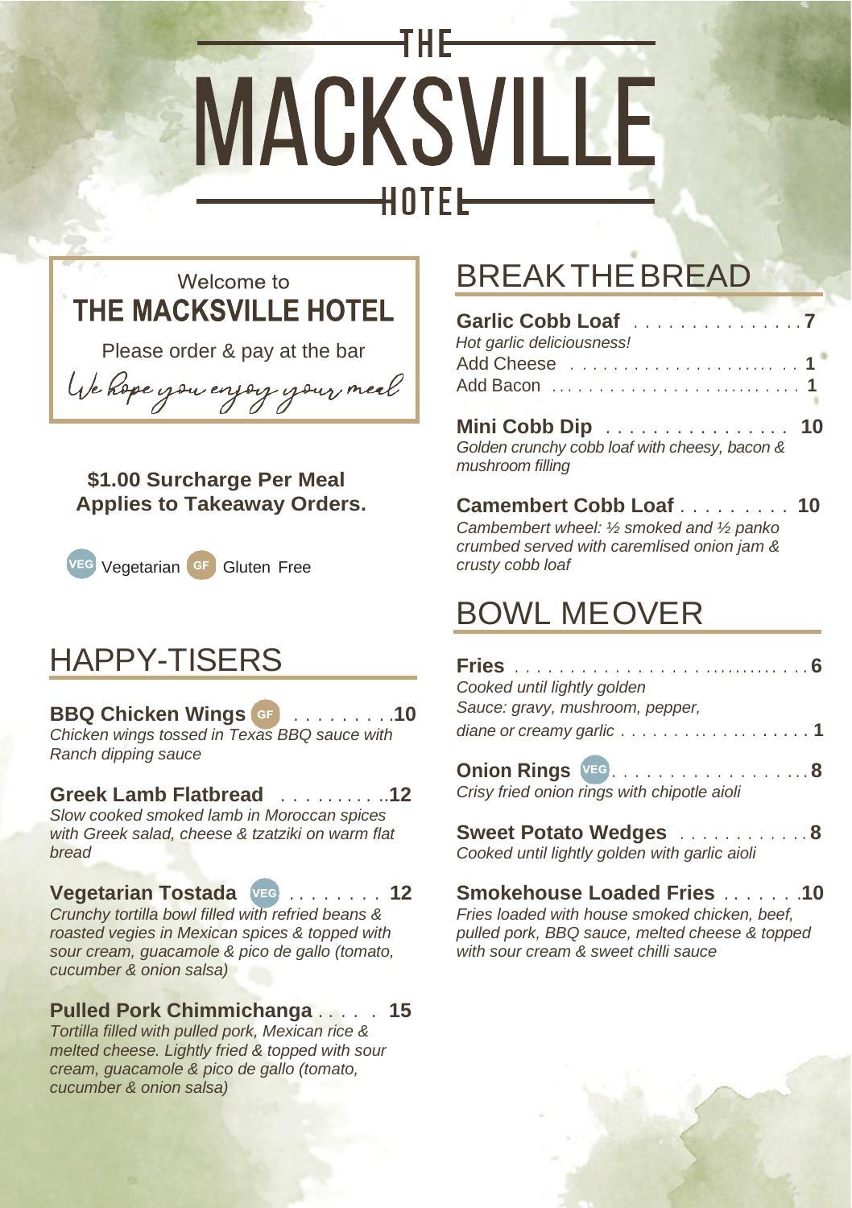# THE MACKSVILLE HOTEL

Welcome to

**THE MACKSVILLE HOTEL**

Please order & pay at the bar

*We hope you enjoy your meal*

**$1.00 Surcharge Per Meal Applies to Takeaway Orders.**

VEG Vegetarian GF Gluten Free

## HAPPY-TISERS

**BBQ Chicken Wings** GF . . . . . . . . . **10**
*Chicken wings tossed in Texas BBQ sauce with Ranch dipping sauce*

**Greek Lamb Flatbread** . . . . . . . . . . **12**
*Slow cooked smoked lamb in Moroccan spices with Greek salad, cheese & tzatziki on warm flat bread*

**Vegetarian Tostada** VEG . . . . . . . . **12**
*Crunchy tortilla bowl filled with refried beans & roasted vegies in Mexican spices & topped with sour cream, guacamole & pico de gallo (tomato, cucumber & onion salsa)*

**Pulled Pork Chimmichanga** . . . . . **15**
*Tortilla filled with pulled pork, Mexican rice & melted cheese. Lightly fried & topped with sour cream, guacamole & pico de gallo (tomato, cucumber & onion salsa)*

## BREAK THE BREAD

**Garlic Cobb Loaf** . . . . . . . . . . . . . . . **7**
*Hot garlic deliciousness!*
Add Cheese . . . . . . . . . . . . . . . . . . . . . . **1**
Add Bacon . . . . . . . . . . . . . . . . . . . . . . . . **1**

**Mini Cobb Dip** . . . . . . . . . . . . . . . . **10**
*Golden crunchy cobb loaf with cheesy, bacon & mushroom filling*

**Camembert Cobb Loaf** . . . . . . . . . **10**
*Cambembert wheel: ½ smoked and ½ panko crumbed served with caremlised onion jam & crusty cobb loaf*

## BOWL ME OVER

**Fries** . . . . . . . . . . . . . . . . . . . . . . . . . . . . **6**
*Cooked until lightly golden*
*Sauce: gravy, mushroom, pepper, diane or creamy garlic* . . . . . . . . . . . . . . . . . . . **1**

**Onion Rings** VEG . . . . . . . . . . . . . . . . . . **8**
*Crisy fried onion rings with chipotle aioli*

**Sweet Potato Wedges** . . . . . . . . . . . . **8**
*Cooked until lightly golden with garlic aioli*

**Smokehouse Loaded Fries** . . . . . . . **10**
*Fries loaded with house smoked chicken, beef, pulled pork, BBQ sauce, melted cheese & topped with sour cream & sweet chilli sauce*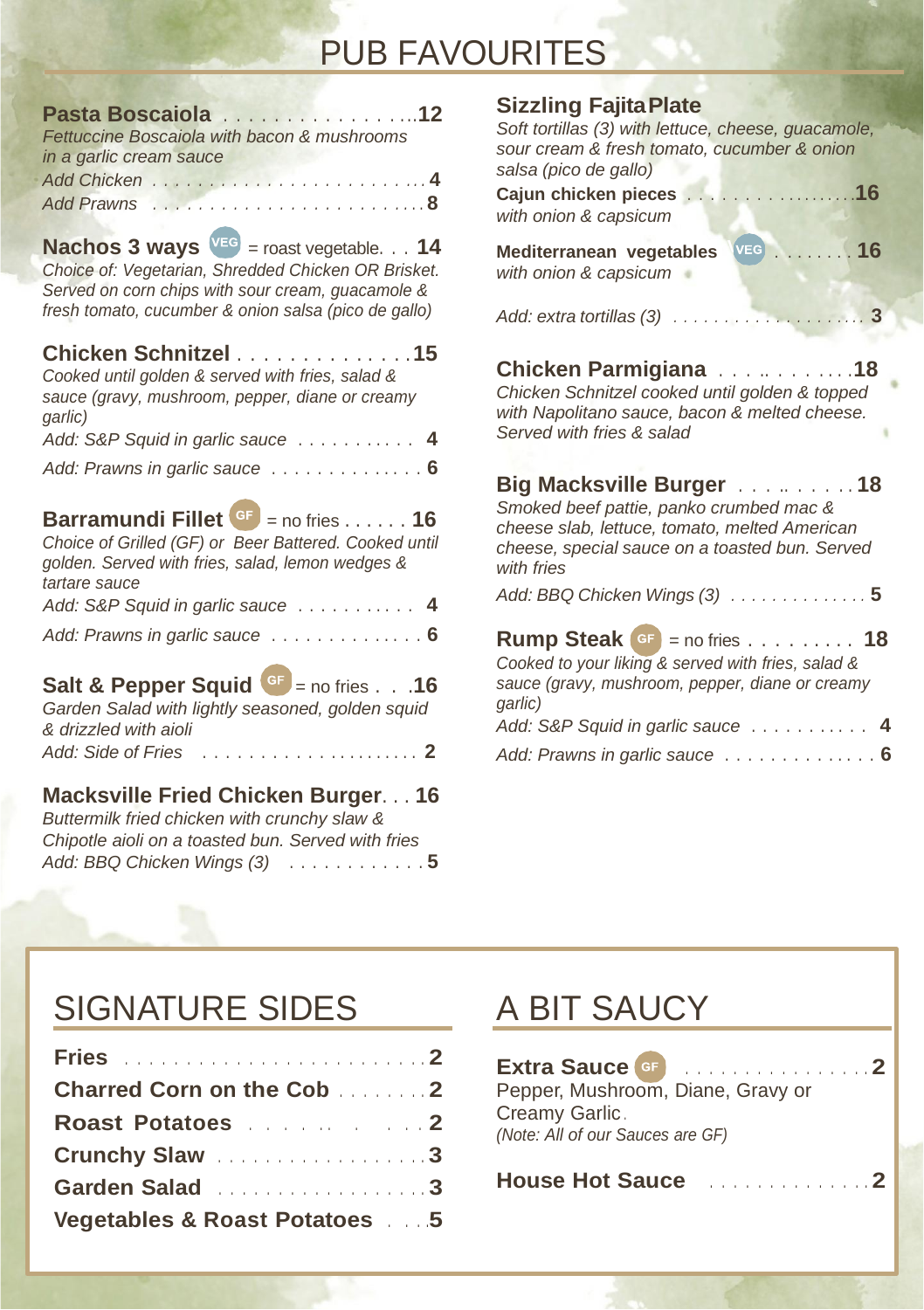# PUB FAVOURITES

**Pasta Boscaiola** . . . . . . . . . . . . . . . . ..**12**
*Fettuccine Boscaiola with bacon & mushrooms in a garlic cream sauce*
*Add Chicken* . . . . . . . . . . . . . . . . . . . . . . . . . **4**
*Add Prawns* . . . . . . . . . . . . . . . . . . . . . . . . . **8**

**Nachos 3 ways** VEG = roast vegetable. . . **14**
*Choice of: Vegetarian, Shredded Chicken OR Brisket. Served on corn chips with sour cream, guacamole & fresh tomato, cucumber & onion salsa (pico de gallo)*

**Chicken Schnitzel** . . . . . . . . . . . . . . .**15**
*Cooked until golden & served with fries, salad & sauce (gravy, mushroom, pepper, diane or creamy garlic)*
*Add: S&P Squid in garlic sauce* . . . . . . . . . . . **4**
*Add: Prawns in garlic sauce* . . . . . . . . . . . . . . **6**

**Barramundi Fillet** GF = no fries . . . . . . **16**
*Choice of Grilled (GF) or Beer Battered. Cooked until golden. Served with fries, salad, lemon wedges & tartare sauce*
*Add: S&P Squid in garlic sauce* . . . . . . . . . . . **4**
*Add: Prawns in garlic sauce* . . . . . . . . . . . . . . **6**

**Salt & Pepper Squid** GF = no fries . . .**16**
*Garden Salad with lightly seasoned, golden squid & drizzled with aioli*
*Add: Side of Fries* . . . . . . . . . . . . . . . . . . . . . **2**

**Macksville Fried Chicken Burger**. . . **16**
*Buttermilk fried chicken with crunchy slaw & Chipotle aioli on a toasted bun. Served with fries*
*Add: BBQ Chicken Wings (3)* . . . . . . . . . . . . **5**

**Sizzling Fajita Plate**
*Soft tortillas (3) with lettuce, cheese, guacamole, sour cream & fresh tomato, cucumber & onion salsa (pico de gallo)*
**Cajun chicken pieces** . . . . . . . . . . . . . . . . . .**16**
*with onion & capsicum*
**Mediterranean vegetables** VEG . . . . . . . . **16**
*with onion & capsicum*
*Add: extra tortillas (3)* . . . . . . . . . . . . . . . . . . . **3**

**Chicken Parmigiana** . . . .. . . . . . . .**18**
*Chicken Schnitzel cooked until golden & topped with Napolitano sauce, bacon & melted cheese. Served with fries & salad*

**Big Macksville Burger** . . . .. . . . . .**18**
*Smoked beef pattie, panko crumbed mac & cheese slab, lettuce, tomato, melted American cheese, special sauce on a toasted bun. Served with fries*
*Add: BBQ Chicken Wings (3)* . . . . . . . . . . . . . . **5**

**Rump Steak** GF = no fries . . . . . . . . . **18**
*Cooked to your liking & served with fries, salad & sauce (gravy, mushroom, pepper, diane or creamy garlic)*
*Add: S&P Squid in garlic sauce* . . . . . . . . . . . **4**
*Add: Prawns in garlic sauce* . . . . . . . . . . . . . . **6**

# SIGNATURE SIDES

**Fries** . . . . . . . . . . . . . . . . . . . . . . . . . **2**
**Charred Corn on the Cob** . . . . . . . . **2**
**Roast Potatoes** . . . . . . . . . . . **2**
**Crunchy Slaw** . . . . . . . . . . . . . . . . . . **3**
**Garden Salad** . . . . . . . . . . . . . . . . . . **3**
**Vegetables & Roast Potatoes** . . . **5**

# A BIT SAUCY

**Extra Sauce** GF . . . . . . . . . . . . . . . . **2**
Pepper, Mushroom, Diane, Gravy or Creamy Garlic.
*(Note: All of our Sauces are GF)*

**House Hot Sauce** . . . . . . . . . . . . . . **2**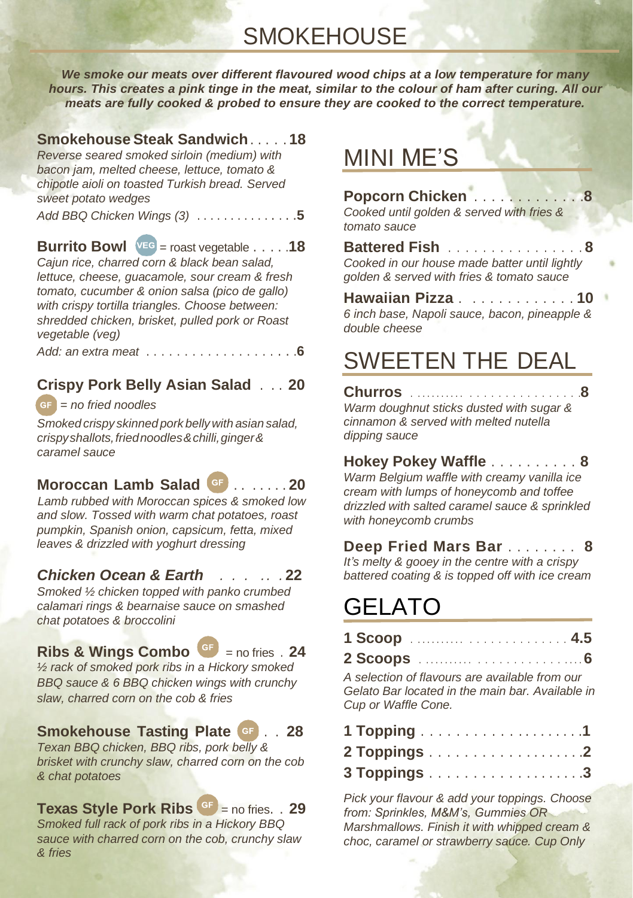# SMOKEHOUSE

***We smoke our meats over different flavoured wood chips at a low temperature for many hours. This creates a pink tinge in the meat, similar to the colour of ham after curing. All our meats are fully cooked & probed to ensure they are cooked to the correct temperature.***

**Smokehouse Steak Sandwich** . . . . . **18**
*Reverse seared smoked sirloin (medium) with bacon jam, melted cheese, lettuce, tomato & chipotle aioli on toasted Turkish bread. Served sweet potato wedges*
*Add BBQ Chicken Wings (3)* . . . . . . . . . . . . . . **5**

**Burrito Bowl** VEG = roast vegetable . . . . . **18**
*Cajun rice, charred corn & black bean salad, lettuce, cheese, guacamole, sour cream & fresh tomato, cucumber & onion salsa (pico de gallo) with crispy tortilla triangles. Choose between: shredded chicken, brisket, pulled pork or Roast vegetable (veg)*
*Add: an extra meat* . . . . . . . . . . . . . . . . . . . . **6**

**Crispy Pork Belly Asian Salad** . . . **20**
GF *= no fried noodles*
*Smoked crispy skinned pork belly with asian salad, crispy shallots, fried noodles & chilli, ginger & caramel sauce*

**Moroccan Lamb Salad** GF . . . . . . **20**
*Lamb rubbed with Moroccan spices & smoked low and slow. Tossed with warm chat potatoes, roast pumpkin, Spanish onion, capsicum, fetta, mixed leaves & drizzled with yoghurt dressing*

***Chicken Ocean & Earth*** . . . . . . **22**
*Smoked ½ chicken topped with panko crumbed calamari rings & bearnaise sauce on smashed chat potatoes & broccolini*

**Ribs & Wings Combo** GF = no fries . **24**
*½ rack of smoked pork ribs in a Hickory smoked BBQ sauce & 6 BBQ chicken wings with crunchy slaw, charred corn on the cob & fries*

**Smokehouse Tasting Plate** GF . . **28**
*Texan BBQ chicken, BBQ ribs, pork belly & brisket with crunchy slaw, charred corn on the cob & chat potatoes*

**Texas Style Pork Ribs** GF = no fries. . **29**
*Smoked full rack of pork ribs in a Hickory BBQ sauce with charred corn on the cob, crunchy slaw & fries*

# MINI ME'S

**Popcorn Chicken** . . . . . . . . . . . . . **8**
*Cooked until golden & served with fries & tomato sauce*

**Battered Fish** . . . . . . . . . . . . . . . . . **8**
*Cooked in our house made batter until lightly golden & served with fries & tomato sauce*

**Hawaiian Pizza** . . . . . . . . . . . . . . **10**
*6 inch base, Napoli sauce, bacon, pineapple & double cheese*

# SWEETEN THE DEAL

**Churros** . . . . . . . . . . . . . . . . . . . . . . . . **8**
*Warm doughnut sticks dusted with sugar & cinnamon & served with melted nutella dipping sauce*

**Hokey Pokey Waffle** . . . . . . . . . . **8**
*Warm Belgium waffle with creamy vanilla ice cream with lumps of honeycomb and toffee drizzled with salted caramel sauce & sprinkled with honeycomb crumbs*

**Deep Fried Mars Bar** . . . . . . . . **8**
*It's melty & gooey in the centre with a crispy battered coating & is topped off with ice cream*

# GELATO

**1 Scoop** . . . . . . . . . . . . . . . . . . . . . . . **4.5**
**2 Scoops** . . . . . . . . . . . . . . . . . . . . . . . **6**

*A selection of flavours are available from our Gelato Bar located in the main bar. Available in Cup or Waffle Cone.*

**1 Topping** . . . . . . . . . . . . . . . . . . . . **1**
**2 Toppings** . . . . . . . . . . . . . . . . . . . **2**
**3 Toppings** . . . . . . . . . . . . . . . . . . . **3**

*Pick your flavour & add your toppings. Choose from: Sprinkles, M&M's, Gummies OR Marshmallows. Finish it with whipped cream & choc, caramel or strawberry sauce. Cup Only*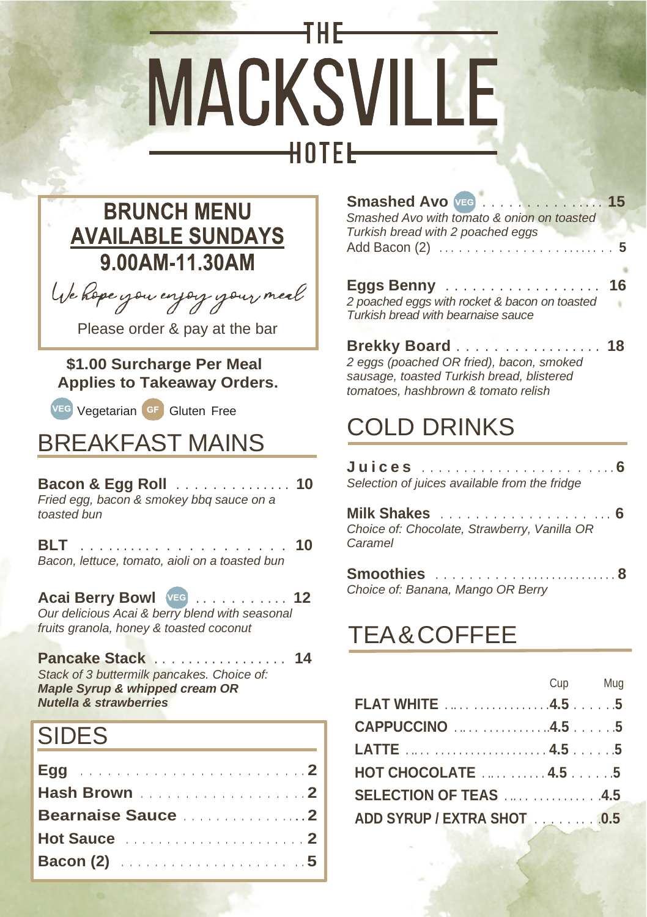# THE MACKSVILLE HOTEL

## BRUNCH MENU
## AVAILABLE SUNDAYS
## 9.00AM-11.30AM

*We hope you enjoy your meal*

Please order & pay at the bar

**$1.00 Surcharge Per Meal Applies to Takeaway Orders.**

VEG Vegetarian GF Gluten Free

## BREAKFAST MAINS

**Bacon & Egg Roll** . . . . . . . . . . . . . . **10**
*Fried egg, bacon & smokey bbq sauce on a toasted bun*

**BLT** . . . . . . . . . . . . . . . . . . . . . . **10**
*Bacon, lettuce, tomato, aioli on a toasted bun*

**Acai Berry Bowl** VEG . . . . . . . . . . . **12**
*Our delicious Acai & berry blend with seasonal fruits granola, honey & toasted coconut*

**Pancake Stack** . . . . . . . . . . . . . . . . **14**
*Stack of 3 buttermilk pancakes. Choice of:*
***Maple Syrup & whipped cream OR***
***Nutella & strawberries***

## SIDES

**Egg** . . . . . . . . . . . . . . . . . . . . . . . . . **2**
**Hash Brown** . . . . . . . . . . . . . . . . . . . **2**
**Bearnaise Sauce** . . . . . . . . . . . . . . . **2**
**Hot Sauce** . . . . . . . . . . . . . . . . . . . . . **2**
**Bacon (2)** . . . . . . . . . . . . . . . . . . . . . **5**

**Smashed Avo** VEG . . . . . . . . . . . . . . **15**
*Smashed Avo with tomato & onion on toasted Turkish bread with 2 poached eggs*
Add Bacon (2) . . . . . . . . . . . . . . . . . . . . . . . **5**

**Eggs Benny** . . . . . . . . . . . . . . . . . . **16**
*2 poached eggs with rocket & bacon on toasted Turkish bread with bearnaise sauce*

**Brekky Board** . . . . . . . . . . . . . . . . . **18**
*2 eggs (poached OR fried), bacon, smoked sausage, toasted Turkish bread, blistered tomatoes, hashbrown & tomato relish*

## COLD DRINKS

**Juices** . . . . . . . . . . . . . . . . . . . . . . . **6**
*Selection of juices available from the fridge*

**Milk Shakes** . . . . . . . . . . . . . . . . . . . **6**
*Choice of: Chocolate, Strawberry, Vanilla OR Caramel*

**Smoothies** . . . . . . . . . . . . . . . . . . . . . **8**
*Choice of: Banana, Mango OR Berry*

## TEA & COFFEE

| | Cup | Mug |
|---|---|---|
| **FLAT WHITE** | **4.5** | **5** |
| **CAPPUCCINO** | **4.5** | **5** |
| **LATTE** | **4.5** | **5** |
| **HOT CHOCOLATE** | **4.5** | **5** |
| **SELECTION OF TEAS** | | **4.5** |
| **ADD SYRUP / EXTRA SHOT** | | **0.5** |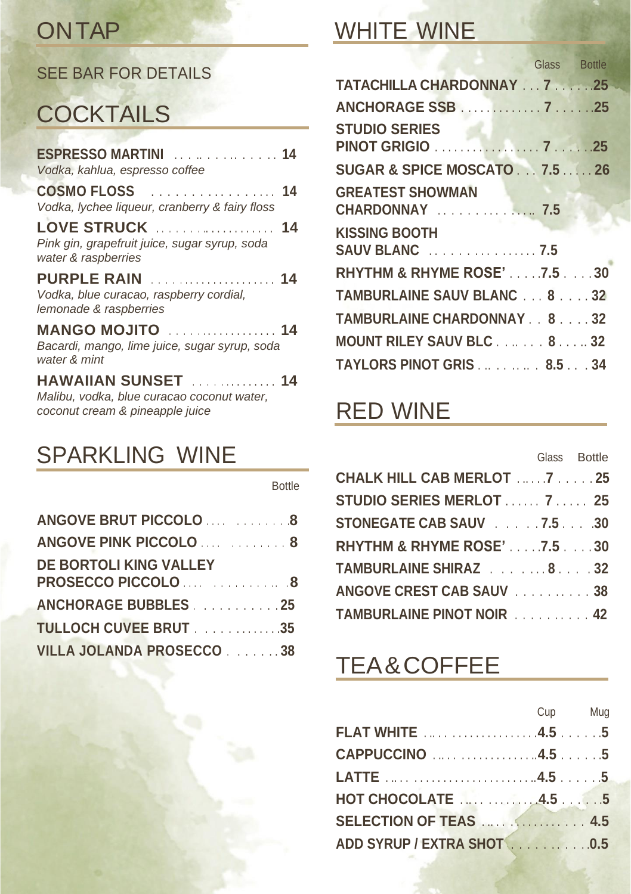## ONTAP

SEE BAR FOR DETAILS

## COCKTAILS

**ESPRESSO MARTINI** ............ **14**
*Vodka, kahlua, espresso coffee*

**COSMO FLOSS** ................. **14**
*Vodka, lychee liqueur, cranberry & fairy floss*

**LOVE STRUCK** .................. **14**
*Pink gin, grapefruit juice, sugar syrup, soda water & raspberries*

**PURPLE RAIN** .................... **14**
*Vodka, blue curacao, raspberry cordial, lemonade & raspberries*

**MANGO MOJITO** ................. **14**
*Bacardi, mango, lime juice, sugar syrup, soda water & mint*

**HAWAIIAN SUNSET** ............. **14**
*Malibu, vodka, blue curacao coconut water, coconut cream & pineapple juice*

## SPARKLING WINE

| | Bottle |
|---|---|
| ANGOVE BRUT PICCOLO | 8 |
| ANGOVE PINK PICCOLO | 8 |
| DE BORTOLI KING VALLEY PROSECCO PICCOLO | 8 |
| ANCHORAGE BUBBLES | 25 |
| TULLOCH CUVEE BRUT | 35 |
| VILLA JOLANDA PROSECCO | 38 |

## WHITE WINE

| | Glass | Bottle |
|---|---|---|
| TATACHILLA CHARDONNAY | 7 | 25 |
| ANCHORAGE SSB | 7 | 25 |
| STUDIO SERIES PINOT GRIGIO | 7 | 25 |
| SUGAR & SPICE MOSCATO | 7.5 | 26 |
| GREATEST SHOWMAN CHARDONNAY | 7.5 | |
| KISSING BOOTH SAUV BLANC | 7.5 | |
| RHYTHM & RHYME ROSE' | 7.5 | 30 |
| TAMBURLAINE SAUV BLANC | 8 | 32 |
| TAMBURLAINE CHARDONNAY | 8 | 32 |
| MOUNT RILEY SAUV BLC | 8 | 32 |
| TAYLORS PINOT GRIS | 8.5 | 34 |

## RED WINE

| | Glass | Bottle |
|---|---|---|
| CHALK HILL CAB MERLOT | 7 | 25 |
| STUDIO SERIES MERLOT | 7 | 25 |
| STONEGATE CAB SAUV | 7.5 | 30 |
| RHYTHM & RHYME ROSE' | 7.5 | 30 |
| TAMBURLAINE SHIRAZ | 8 | 32 |
| ANGOVE CREST CAB SAUV | | 38 |
| TAMBURLAINE PINOT NOIR | | 42 |

## TEA&COFFEE

| | Cup | Mug |
|---|---|---|
| FLAT WHITE | 4.5 | 5 |
| CAPPUCCINO | 4.5 | 5 |
| LATTE | 4.5 | 5 |
| HOT CHOCOLATE | 4.5 | 5 |
| SELECTION OF TEAS | | 4.5 |
| ADD SYRUP / EXTRA SHOT | | 0.5 |